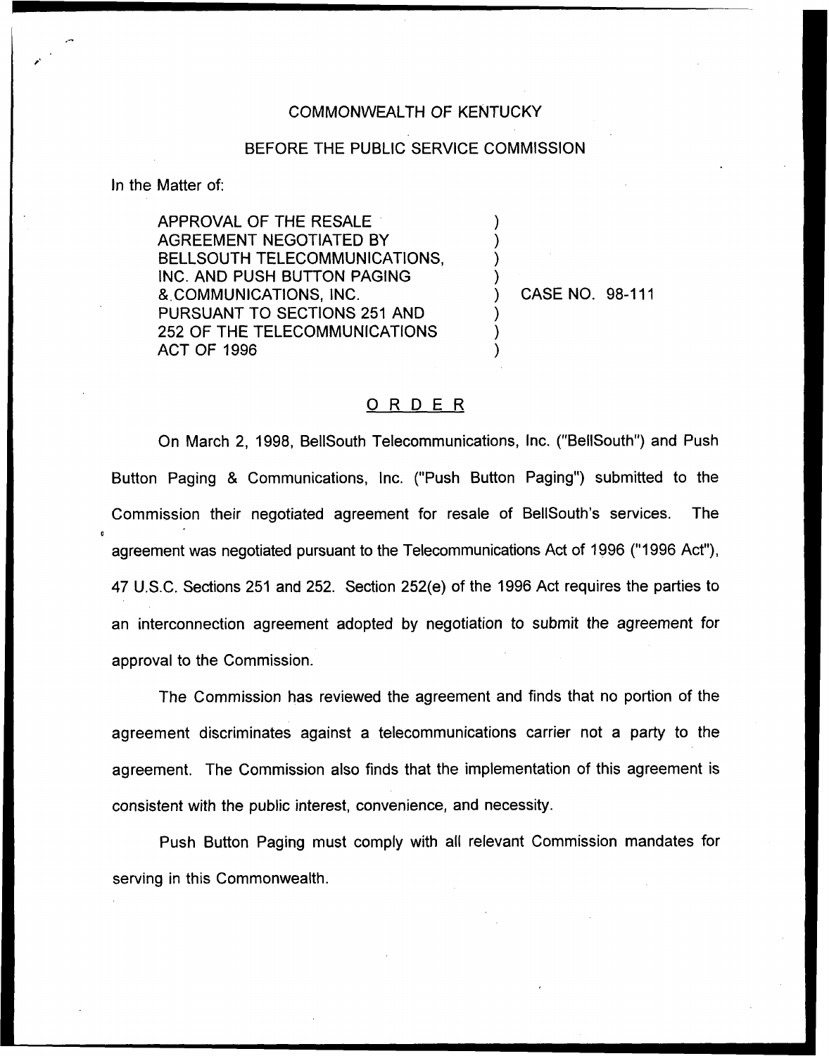COMMONWEALTH OF KENTUCKY

BEFORE THE PUBLIC SERVICE COMMISSION

In the Matter of:

APPROVAL OF THE RESALE AGREEMENT NEGOTIATED BY BELLSOUTH TELECOMMUNICATIONS, INC. AND PUSH BUTTON PAGING & COMMUNICATIONS, INC. PURSUANT TO SECTIONS 251 AND 252 OF THE TELECOMMUNICATIONS ACT OF 1996

CASE NO. 98-111

## ORDER

On March 2, 1998, BellSouth Telecommunications, Inc. ("BellSouth") and Push Button Paging & Communications, Inc. ("Push Button Paging") submitted to the Commission their negotiated agreement for resale of BellSouth's services. The agreement was negotiated pursuant to the Telecommunications Act of 1996 ("1996 Act"), 47 U.S.C. Sections 251 and 252. Section 252(e) of the 1996 Act requires the parties to an interconnection agreement adopted by negotiation to submit the agreement for approval to the Commission.

The Commission has reviewed the agreement and finds that no portion of the agreement discriminates against a telecommunications carrier not a party to the agreement. The Commission also finds that the implementation of this agreement is consistent with the public interest, convenience, and necessity.

Push Button Paging must comply with all relevant Commission mandates for serving in this Commonwealth.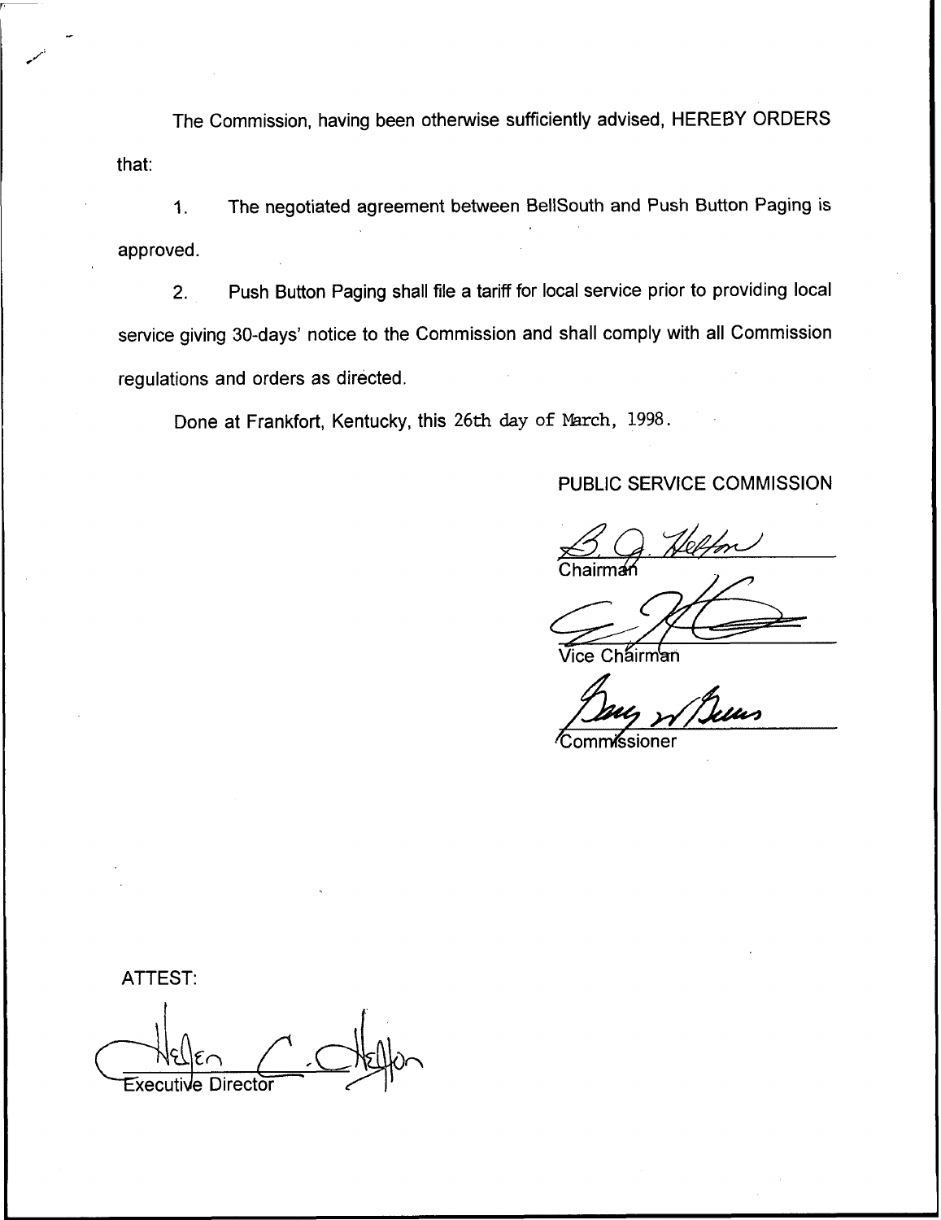The Commission, having been otherwise sufficiently advised, HEREBY ORDERS that:

1. The negotiated agreement between BellSouth and Push Button Paging is approved.

2. Push Button Paging shall file a tariff for local service prior to providing local service giving 30-days' notice to the Commission and shall comply with all Commission regulations and orders as directed.

Done at Frankfort, Kentucky, this 26th day of March, 1998.

PUBLIC SERVICE COMMISSION

Chairman

Vice Chairman

Commissioner

ATTEST:

Executive Director